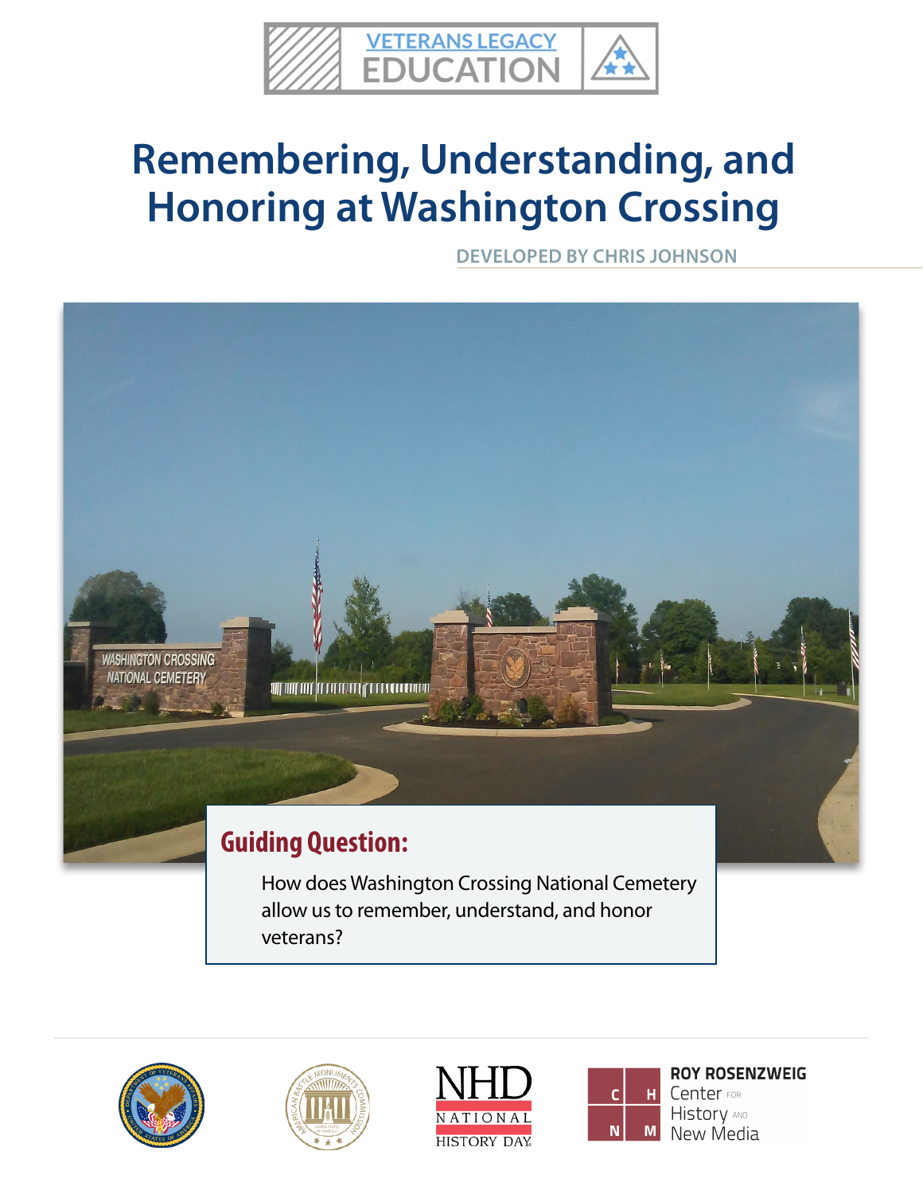VETERANS LEGACY EDUCATION

# Remembering, Understanding, and Honoring at Washington Crossing

DEVELOPED BY CHRIS JOHNSON

## Guiding Question:

How does Washington Crossing National Cemetery allow us to remember, understand, and honor veterans?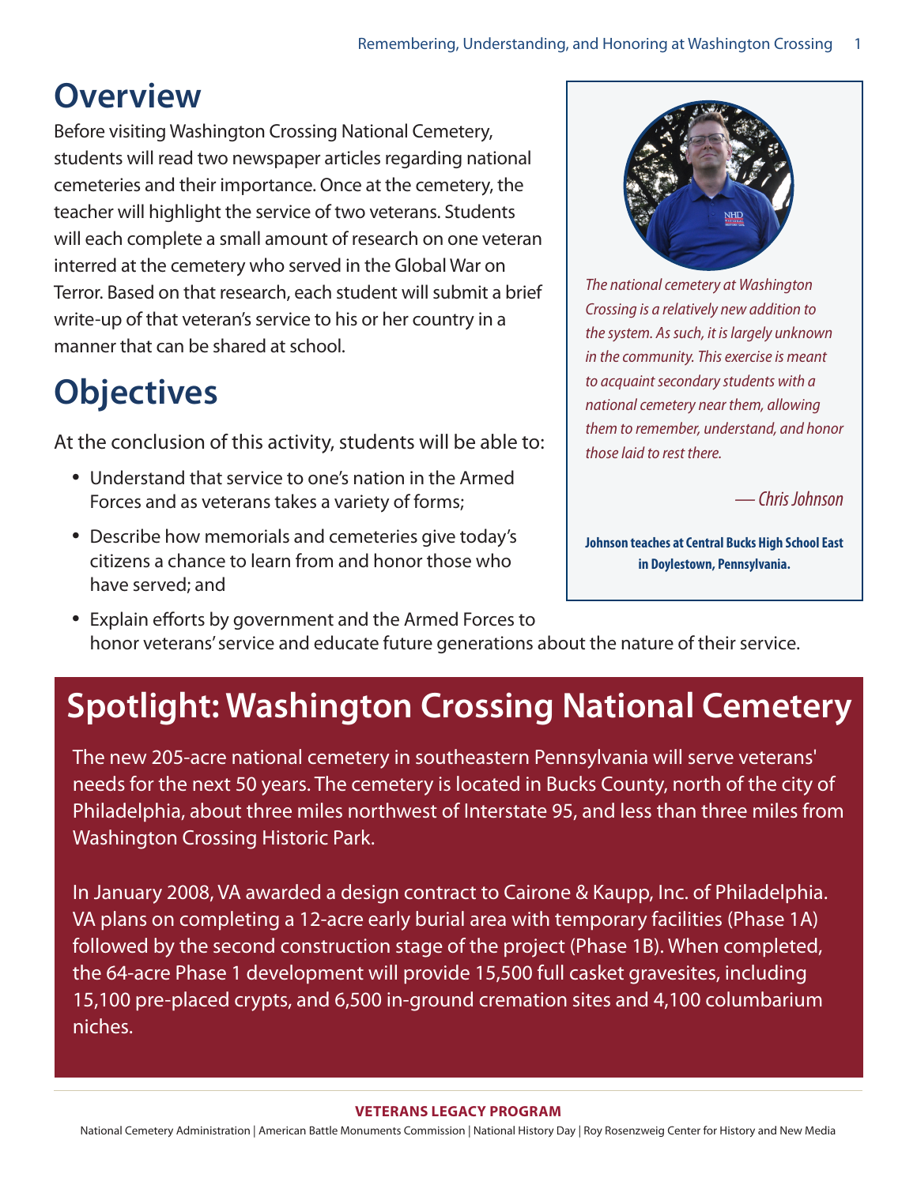## Overview

Before visiting Washington Crossing National Cemetery, students will read two newspaper articles regarding national cemeteries and their importance. Once at the cemetery, the teacher will highlight the service of two veterans. Students will each complete a small amount of research on one veteran interred at the cemetery who served in the Global War on Terror. Based on that research, each student will submit a brief write-up of that veteran's service to his or her country in a manner that can be shared at school.

> *The national cemetery at Washington Crossing is a relatively new addition to the system. As such, it is largely unknown in the community. This exercise is meant to acquaint secondary students with a national cemetery near them, allowing them to remember, understand, and honor those laid to rest there.*
>
> *— Chris Johnson*
>
> **Johnson teaches at Central Bucks High School East in Doylestown, Pennsylvania.**

## Objectives

At the conclusion of this activity, students will be able to:

- Understand that service to one's nation in the Armed Forces and as veterans takes a variety of forms;
- Describe how memorials and cemeteries give today's citizens a chance to learn from and honor those who have served; and
- Explain efforts by government and the Armed Forces to honor veterans' service and educate future generations about the nature of their service.

## Spotlight: Washington Crossing National Cemetery

The new 205-acre national cemetery in southeastern Pennsylvania will serve veterans' needs for the next 50 years. The cemetery is located in Bucks County, north of the city of Philadelphia, about three miles northwest of Interstate 95, and less than three miles from Washington Crossing Historic Park.

In January 2008, VA awarded a design contract to Cairone & Kaupp, Inc. of Philadelphia. VA plans on completing a 12-acre early burial area with temporary facilities (Phase 1A) followed by the second construction stage of the project (Phase 1B). When completed, the 64-acre Phase 1 development will provide 15,500 full casket gravesites, including 15,100 pre-placed crypts, and 6,500 in-ground cremation sites and 4,100 columbarium niches.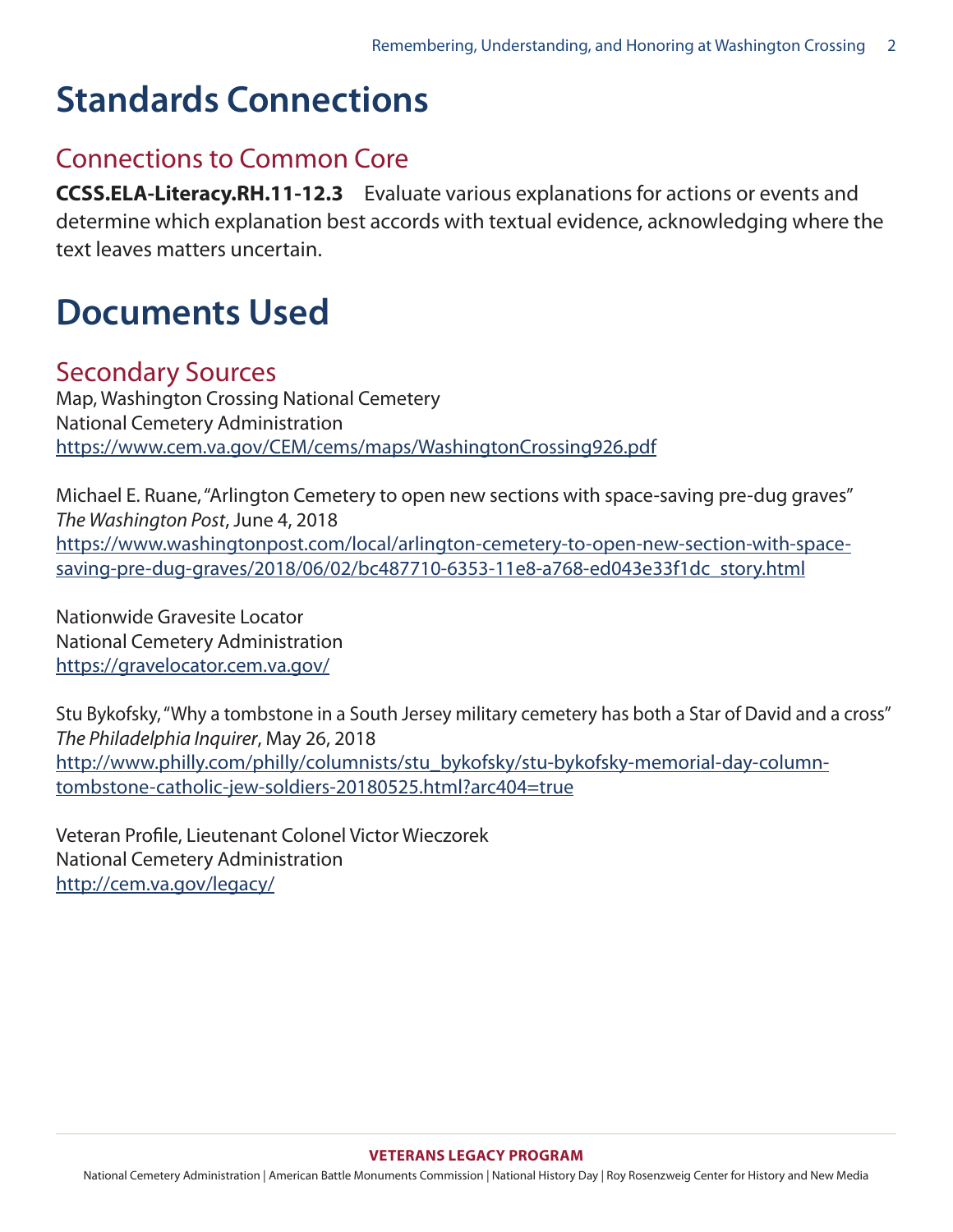# Standards Connections

## Connections to Common Core

**CCSS.ELA-Literacy.RH.11-12.3** Evaluate various explanations for actions or events and determine which explanation best accords with textual evidence, acknowledging where the text leaves matters uncertain.

# Documents Used

## Secondary Sources

Map, Washington Crossing National Cemetery
National Cemetery Administration
https://www.cem.va.gov/CEM/cems/maps/WashingtonCrossing926.pdf

Michael E. Ruane, "Arlington Cemetery to open new sections with space-saving pre-dug graves"
*The Washington Post*, June 4, 2018
https://www.washingtonpost.com/local/arlington-cemetery-to-open-new-section-with-space-saving-pre-dug-graves/2018/06/02/bc487710-6353-11e8-a768-ed043e33f1dc_story.html

Nationwide Gravesite Locator
National Cemetery Administration
https://gravelocator.cem.va.gov/

Stu Bykofsky, "Why a tombstone in a South Jersey military cemetery has both a Star of David and a cross"
*The Philadelphia Inquirer*, May 26, 2018
http://www.philly.com/philly/columnists/stu_bykofsky/stu-bykofsky-memorial-day-column-tombstone-catholic-jew-soldiers-20180525.html?arc404=true

Veteran Profile, Lieutenant Colonel Victor Wieczorek
National Cemetery Administration
http://cem.va.gov/legacy/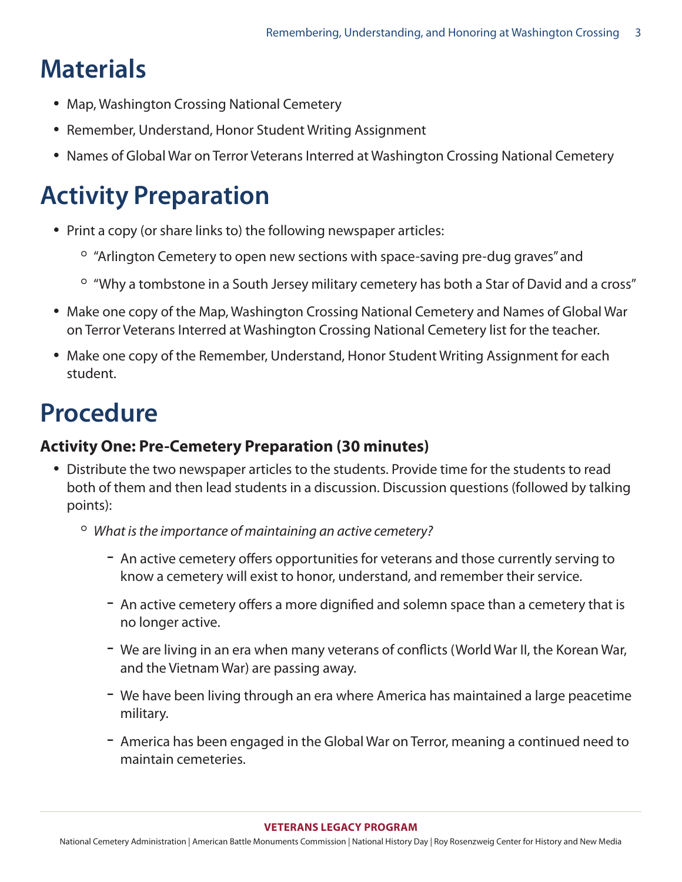# Materials

- Map, Washington Crossing National Cemetery
- Remember, Understand, Honor Student Writing Assignment
- Names of Global War on Terror Veterans Interred at Washington Crossing National Cemetery

# Activity Preparation

- Print a copy (or share links to) the following newspaper articles:
  - "Arlington Cemetery to open new sections with space-saving pre-dug graves" and
  - "Why a tombstone in a South Jersey military cemetery has both a Star of David and a cross"
- Make one copy of the Map, Washington Crossing National Cemetery and Names of Global War on Terror Veterans Interred at Washington Crossing National Cemetery list for the teacher.
- Make one copy of the Remember, Understand, Honor Student Writing Assignment for each student.

# Procedure

### Activity One: Pre-Cemetery Preparation (30 minutes)

- Distribute the two newspaper articles to the students. Provide time for the students to read both of them and then lead students in a discussion. Discussion questions (followed by talking points):
  - *What is the importance of maintaining an active cemetery?*
    - An active cemetery offers opportunities for veterans and those currently serving to know a cemetery will exist to honor, understand, and remember their service.
    - An active cemetery offers a more dignified and solemn space than a cemetery that is no longer active.
    - We are living in an era when many veterans of conflicts (World War II, the Korean War, and the Vietnam War) are passing away.
    - We have been living through an era where America has maintained a large peacetime military.
    - America has been engaged in the Global War on Terror, meaning a continued need to maintain cemeteries.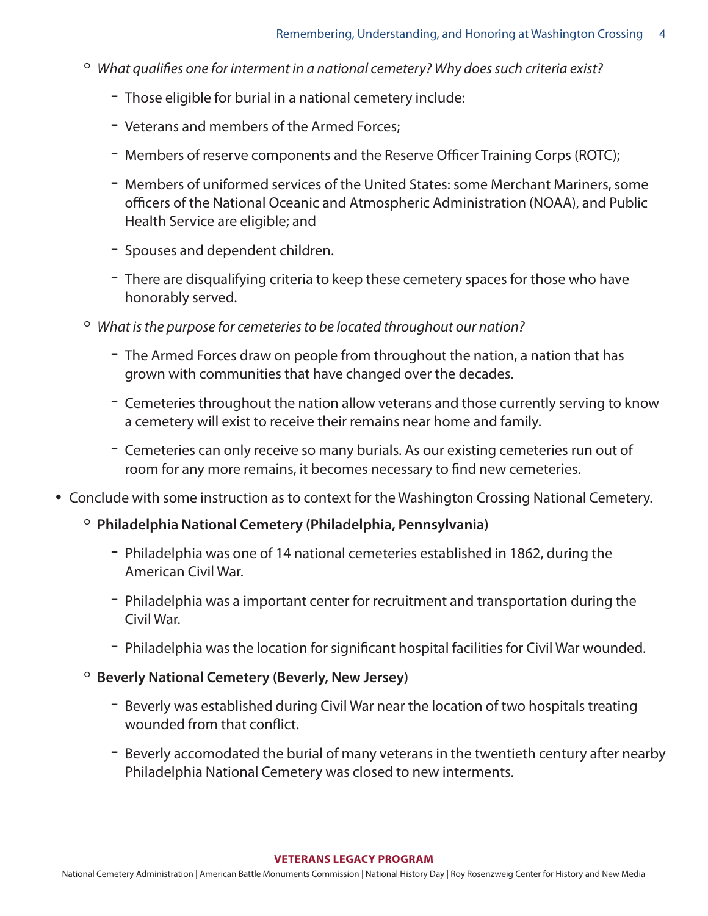- *What qualifies one for interment in a national cemetery? Why does such criteria exist?*
    - Those eligible for burial in a national cemetery include:
    - Veterans and members of the Armed Forces;
    - Members of reserve components and the Reserve Officer Training Corps (ROTC);
    - Members of uniformed services of the United States: some Merchant Mariners, some officers of the National Oceanic and Atmospheric Administration (NOAA), and Public Health Service are eligible; and
    - Spouses and dependent children.
    - There are disqualifying criteria to keep these cemetery spaces for those who have honorably served.
- *What is the purpose for cemeteries to be located throughout our nation?*
    - The Armed Forces draw on people from throughout the nation, a nation that has grown with communities that have changed over the decades.
    - Cemeteries throughout the nation allow veterans and those currently serving to know a cemetery will exist to receive their remains near home and family.
    - Cemeteries can only receive so many burials. As our existing cemeteries run out of room for any more remains, it becomes necessary to find new cemeteries.

- Conclude with some instruction as to context for the Washington Crossing National Cemetery.
    - **Philadelphia National Cemetery (Philadelphia, Pennsylvania)**
        - Philadelphia was one of 14 national cemeteries established in 1862, during the American Civil War.
        - Philadelphia was a important center for recruitment and transportation during the Civil War.
        - Philadelphia was the location for significant hospital facilities for Civil War wounded.
    - **Beverly National Cemetery (Beverly, New Jersey)**
        - Beverly was established during Civil War near the location of two hospitals treating wounded from that conflict.
        - Beverly accomodated the burial of many veterans in the twentieth century after nearby Philadelphia National Cemetery was closed to new interments.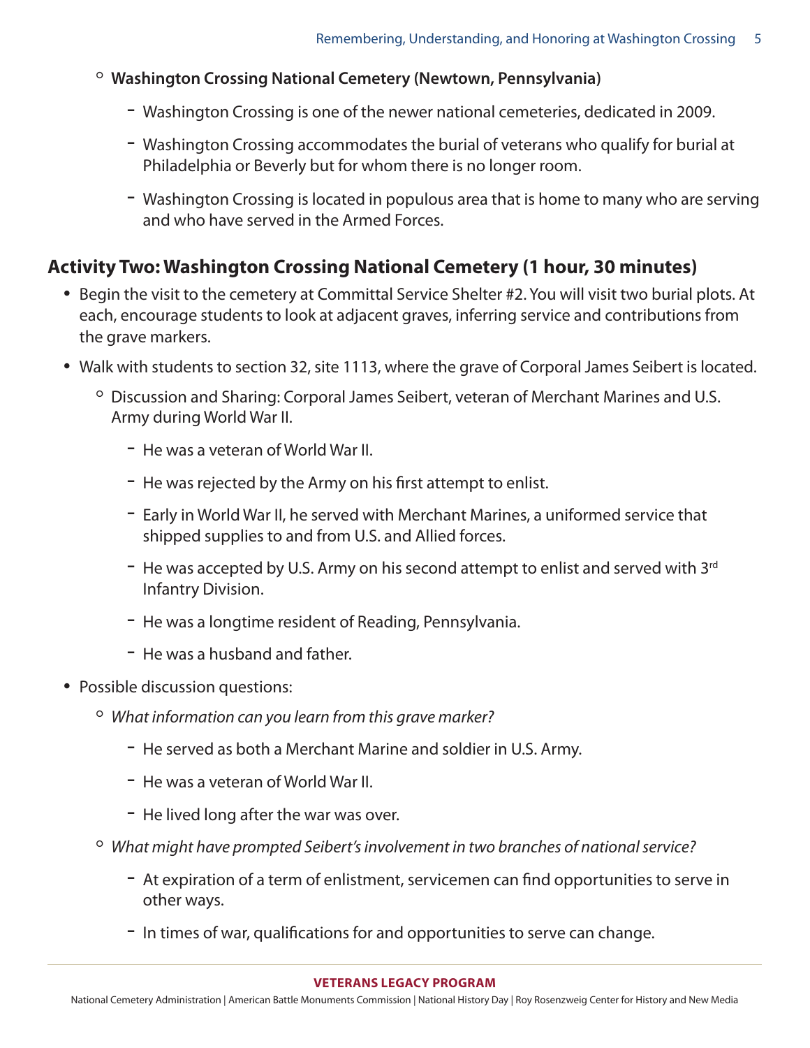- **Washington Crossing National Cemetery (Newtown, Pennsylvania)**
  - Washington Crossing is one of the newer national cemeteries, dedicated in 2009.
  - Washington Crossing accommodates the burial of veterans who qualify for burial at Philadelphia or Beverly but for whom there is no longer room.
  - Washington Crossing is located in populous area that is home to many who are serving and who have served in the Armed Forces.

## Activity Two: Washington Crossing National Cemetery (1 hour, 30 minutes)

- Begin the visit to the cemetery at Committal Service Shelter #2. You will visit two burial plots. At each, encourage students to look at adjacent graves, inferring service and contributions from the grave markers.
- Walk with students to section 32, site 1113, where the grave of Corporal James Seibert is located.
  - Discussion and Sharing: Corporal James Seibert, veteran of Merchant Marines and U.S. Army during World War II.
    - He was a veteran of World War II.
    - He was rejected by the Army on his first attempt to enlist.
    - Early in World War II, he served with Merchant Marines, a uniformed service that shipped supplies to and from U.S. and Allied forces.
    - He was accepted by U.S. Army on his second attempt to enlist and served with 3rd Infantry Division.
    - He was a longtime resident of Reading, Pennsylvania.
    - He was a husband and father.
- Possible discussion questions:
  - *What information can you learn from this grave marker?*
    - He served as both a Merchant Marine and soldier in U.S. Army.
    - He was a veteran of World War II.
    - He lived long after the war was over.
  - *What might have prompted Seibert's involvement in two branches of national service?*
    - At expiration of a term of enlistment, servicemen can find opportunities to serve in other ways.
    - In times of war, qualifications for and opportunities to serve can change.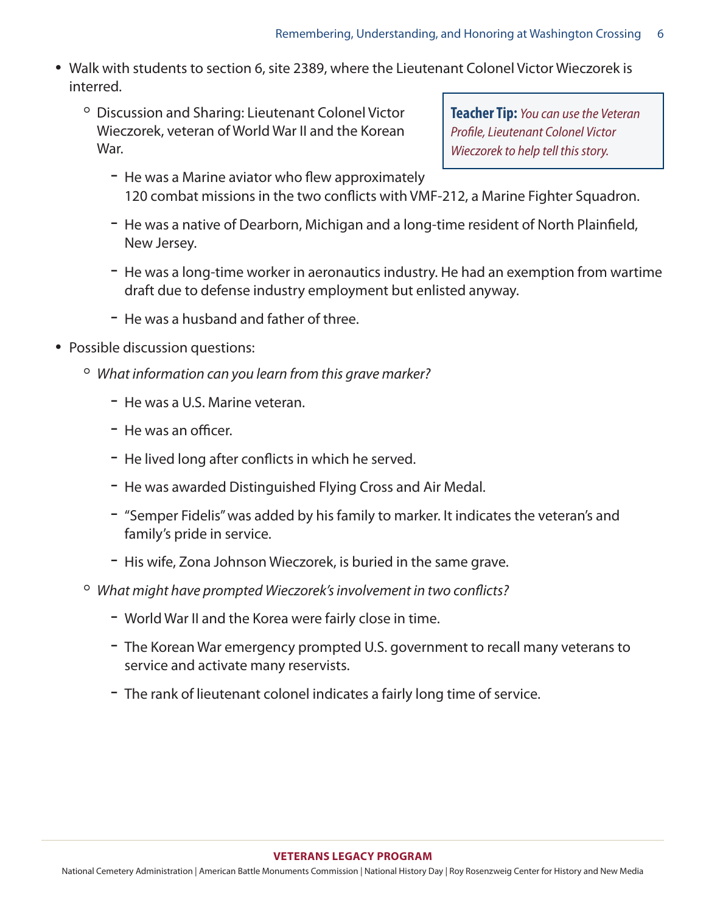- Walk with students to section 6, site 2389, where the Lieutenant Colonel Victor Wieczorek is interred.
  - Discussion and Sharing: Lieutenant Colonel Victor Wieczorek, veteran of World War II and the Korean War.

> **Teacher Tip:** *You can use the Veteran Profile, Lieutenant Colonel Victor Wieczorek to help tell this story.*

    - He was a Marine aviator who flew approximately 120 combat missions in the two conflicts with VMF-212, a Marine Fighter Squadron.
    - He was a native of Dearborn, Michigan and a long-time resident of North Plainfield, New Jersey.
    - He was a long-time worker in aeronautics industry. He had an exemption from wartime draft due to defense industry employment but enlisted anyway.
    - He was a husband and father of three.
- Possible discussion questions:
  - *What information can you learn from this grave marker?*
    - He was a U.S. Marine veteran.
    - He was an officer.
    - He lived long after conflicts in which he served.
    - He was awarded Distinguished Flying Cross and Air Medal.
    - "Semper Fidelis" was added by his family to marker. It indicates the veteran's and family's pride in service.
    - His wife, Zona Johnson Wieczorek, is buried in the same grave.
  - *What might have prompted Wieczorek's involvement in two conflicts?*
    - World War II and the Korea were fairly close in time.
    - The Korean War emergency prompted U.S. government to recall many veterans to service and activate many reservists.
    - The rank of lieutenant colonel indicates a fairly long time of service.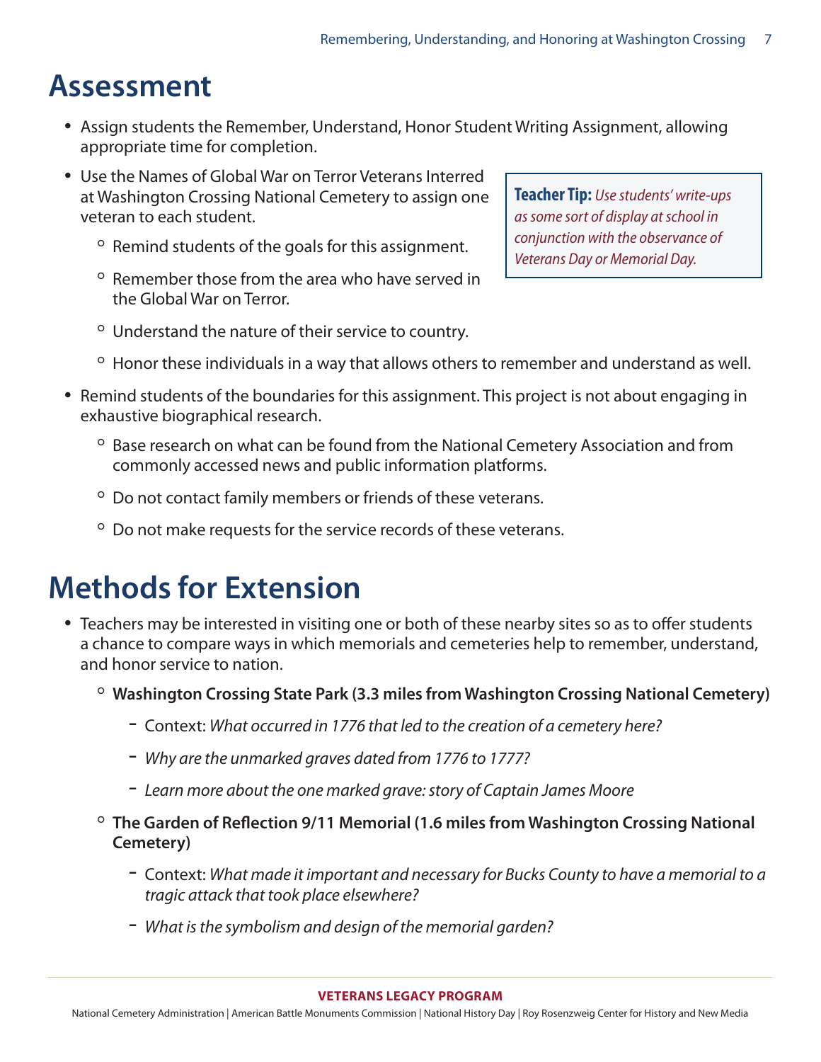## Assessment

- Assign students the Remember, Understand, Honor Student Writing Assignment, allowing appropriate time for completion.
- Use the Names of Global War on Terror Veterans Interred at Washington Crossing National Cemetery to assign one veteran to each student.
  - Remind students of the goals for this assignment.
  - Remember those from the area who have served in the Global War on Terror.
  - Understand the nature of their service to country.
  - Honor these individuals in a way that allows others to remember and understand as well.
- Remind students of the boundaries for this assignment. This project is not about engaging in exhaustive biographical research.
  - Base research on what can be found from the National Cemetery Association and from commonly accessed news and public information platforms.
  - Do not contact family members or friends of these veterans.
  - Do not make requests for the service records of these veterans.

> **Teacher Tip:** *Use students' write-ups as some sort of display at school in conjunction with the observance of Veterans Day or Memorial Day.*

## Methods for Extension

- Teachers may be interested in visiting one or both of these nearby sites so as to offer students a chance to compare ways in which memorials and cemeteries help to remember, understand, and honor service to nation.
  - **Washington Crossing State Park (3.3 miles from Washington Crossing National Cemetery)**
    - Context: *What occurred in 1776 that led to the creation of a cemetery here?*
    - *Why are the unmarked graves dated from 1776 to 1777?*
    - *Learn more about the one marked grave: story of Captain James Moore*
  - **The Garden of Reflection 9/11 Memorial (1.6 miles from Washington Crossing National Cemetery)**
    - Context: *What made it important and necessary for Bucks County to have a memorial to a tragic attack that took place elsewhere?*
    - *What is the symbolism and design of the memorial garden?*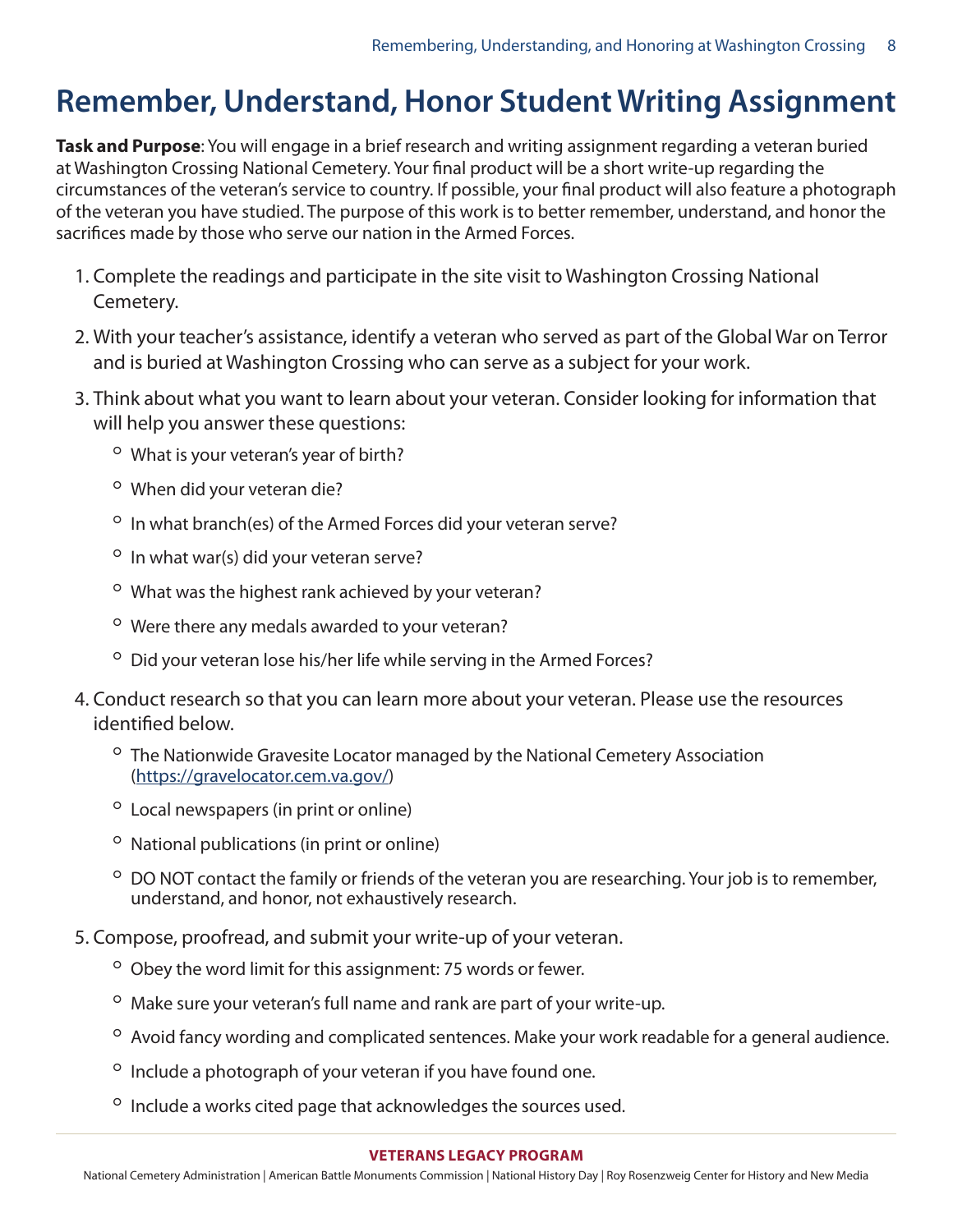# Remember, Understand, Honor Student Writing Assignment

**Task and Purpose**: You will engage in a brief research and writing assignment regarding a veteran buried at Washington Crossing National Cemetery. Your final product will be a short write-up regarding the circumstances of the veteran's service to country. If possible, your final product will also feature a photograph of the veteran you have studied. The purpose of this work is to better remember, understand, and honor the sacrifices made by those who serve our nation in the Armed Forces.

1. Complete the readings and participate in the site visit to Washington Crossing National Cemetery.
2. With your teacher's assistance, identify a veteran who served as part of the Global War on Terror and is buried at Washington Crossing who can serve as a subject for your work.
3. Think about what you want to learn about your veteran. Consider looking for information that will help you answer these questions:
   - What is your veteran's year of birth?
   - When did your veteran die?
   - In what branch(es) of the Armed Forces did your veteran serve?
   - In what war(s) did your veteran serve?
   - What was the highest rank achieved by your veteran?
   - Were there any medals awarded to your veteran?
   - Did your veteran lose his/her life while serving in the Armed Forces?
4. Conduct research so that you can learn more about your veteran. Please use the resources identified below.
   - The Nationwide Gravesite Locator managed by the National Cemetery Association (https://gravelocator.cem.va.gov/)
   - Local newspapers (in print or online)
   - National publications (in print or online)
   - DO NOT contact the family or friends of the veteran you are researching. Your job is to remember, understand, and honor, not exhaustively research.
5. Compose, proofread, and submit your write-up of your veteran.
   - Obey the word limit for this assignment: 75 words or fewer.
   - Make sure your veteran's full name and rank are part of your write-up.
   - Avoid fancy wording and complicated sentences. Make your work readable for a general audience.
   - Include a photograph of your veteran if you have found one.
   - Include a works cited page that acknowledges the sources used.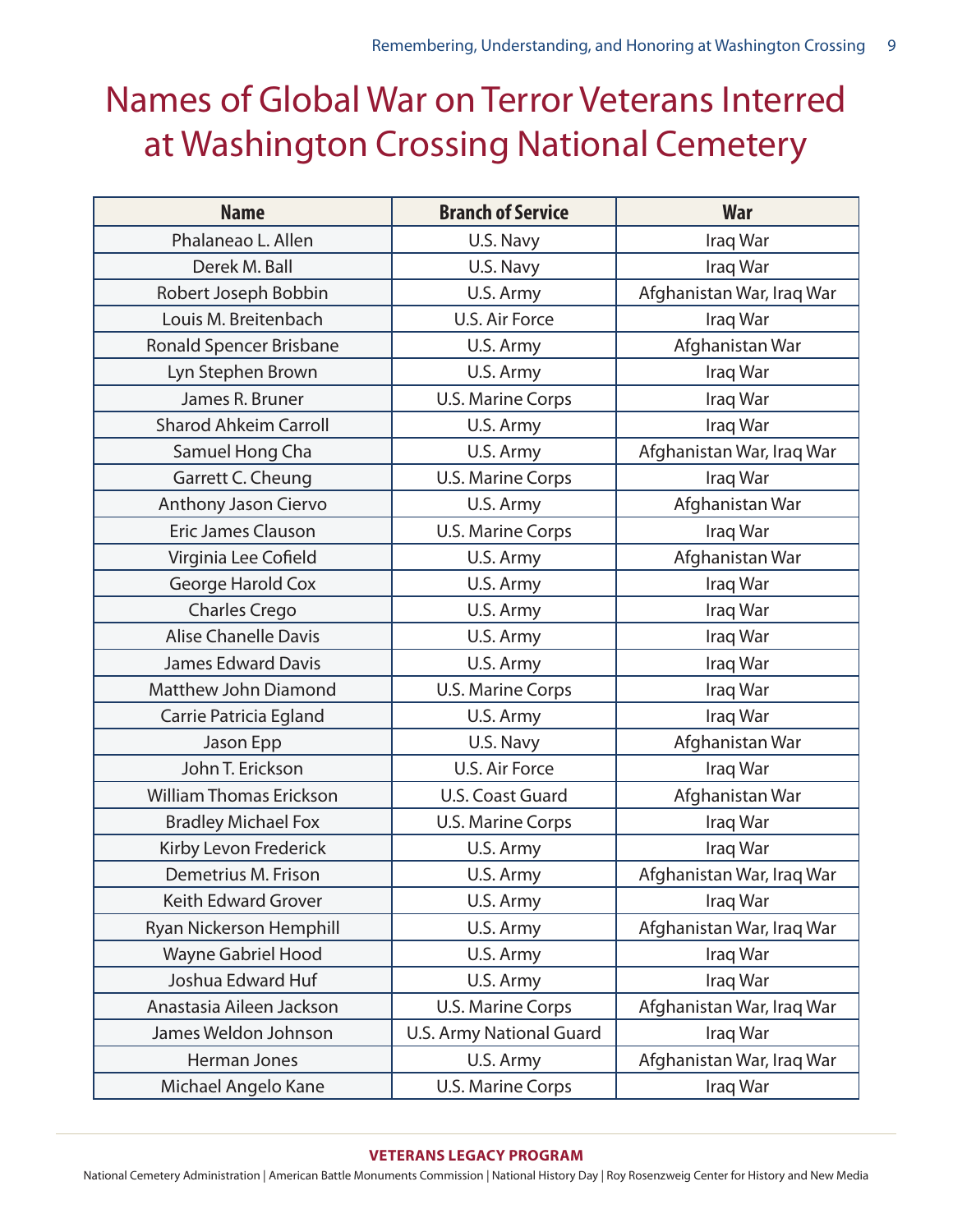# Names of Global War on Terror Veterans Interred at Washington Crossing National Cemetery

| Name | Branch of Service | War |
|---|---|---|
| Phalaneao L. Allen | U.S. Navy | Iraq War |
| Derek M. Ball | U.S. Navy | Iraq War |
| Robert Joseph Bobbin | U.S. Army | Afghanistan War, Iraq War |
| Louis M. Breitenbach | U.S. Air Force | Iraq War |
| Ronald Spencer Brisbane | U.S. Army | Afghanistan War |
| Lyn Stephen Brown | U.S. Army | Iraq War |
| James R. Bruner | U.S. Marine Corps | Iraq War |
| Sharod Ahkeim Carroll | U.S. Army | Iraq War |
| Samuel Hong Cha | U.S. Army | Afghanistan War, Iraq War |
| Garrett C. Cheung | U.S. Marine Corps | Iraq War |
| Anthony Jason Ciervo | U.S. Army | Afghanistan War |
| Eric James Clauson | U.S. Marine Corps | Iraq War |
| Virginia Lee Cofield | U.S. Army | Afghanistan War |
| George Harold Cox | U.S. Army | Iraq War |
| Charles Crego | U.S. Army | Iraq War |
| Alise Chanelle Davis | U.S. Army | Iraq War |
| James Edward Davis | U.S. Army | Iraq War |
| Matthew John Diamond | U.S. Marine Corps | Iraq War |
| Carrie Patricia Egland | U.S. Army | Iraq War |
| Jason Epp | U.S. Navy | Afghanistan War |
| John T. Erickson | U.S. Air Force | Iraq War |
| William Thomas Erickson | U.S. Coast Guard | Afghanistan War |
| Bradley Michael Fox | U.S. Marine Corps | Iraq War |
| Kirby Levon Frederick | U.S. Army | Iraq War |
| Demetrius M. Frison | U.S. Army | Afghanistan War, Iraq War |
| Keith Edward Grover | U.S. Army | Iraq War |
| Ryan Nickerson Hemphill | U.S. Army | Afghanistan War, Iraq War |
| Wayne Gabriel Hood | U.S. Army | Iraq War |
| Joshua Edward Huf | U.S. Army | Iraq War |
| Anastasia Aileen Jackson | U.S. Marine Corps | Afghanistan War, Iraq War |
| James Weldon Johnson | U.S. Army National Guard | Iraq War |
| Herman Jones | U.S. Army | Afghanistan War, Iraq War |
| Michael Angelo Kane | U.S. Marine Corps | Iraq War |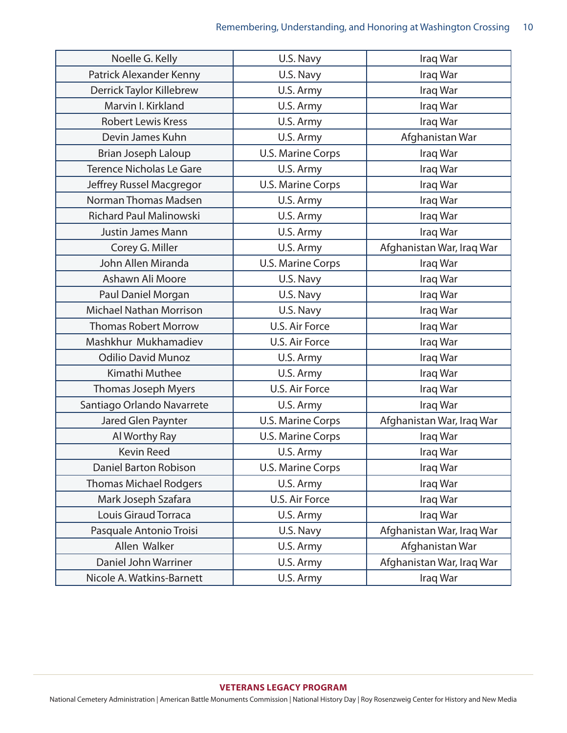| | | |
|---|---|---|
| Noelle G. Kelly | U.S. Navy | Iraq War |
| Patrick Alexander Kenny | U.S. Navy | Iraq War |
| Derrick Taylor Killebrew | U.S. Army | Iraq War |
| Marvin I. Kirkland | U.S. Army | Iraq War |
| Robert Lewis Kress | U.S. Army | Iraq War |
| Devin James Kuhn | U.S. Army | Afghanistan War |
| Brian Joseph Laloup | U.S. Marine Corps | Iraq War |
| Terence Nicholas Le Gare | U.S. Army | Iraq War |
| Jeffrey Russel Macgregor | U.S. Marine Corps | Iraq War |
| Norman Thomas Madsen | U.S. Army | Iraq War |
| Richard Paul Malinowski | U.S. Army | Iraq War |
| Justin James Mann | U.S. Army | Iraq War |
| Corey G. Miller | U.S. Army | Afghanistan War, Iraq War |
| John Allen Miranda | U.S. Marine Corps | Iraq War |
| Ashawn Ali Moore | U.S. Navy | Iraq War |
| Paul Daniel Morgan | U.S. Navy | Iraq War |
| Michael Nathan Morrison | U.S. Navy | Iraq War |
| Thomas Robert Morrow | U.S. Air Force | Iraq War |
| Mashkhur Mukhamadiev | U.S. Air Force | Iraq War |
| Odilio David Munoz | U.S. Army | Iraq War |
| Kimathi Muthee | U.S. Army | Iraq War |
| Thomas Joseph Myers | U.S. Air Force | Iraq War |
| Santiago Orlando Navarrete | U.S. Army | Iraq War |
| Jared Glen Paynter | U.S. Marine Corps | Afghanistan War, Iraq War |
| Al Worthy Ray | U.S. Marine Corps | Iraq War |
| Kevin Reed | U.S. Army | Iraq War |
| Daniel Barton Robison | U.S. Marine Corps | Iraq War |
| Thomas Michael Rodgers | U.S. Army | Iraq War |
| Mark Joseph Szafara | U.S. Air Force | Iraq War |
| Louis Giraud Torraca | U.S. Army | Iraq War |
| Pasquale Antonio Troisi | U.S. Navy | Afghanistan War, Iraq War |
| Allen Walker | U.S. Army | Afghanistan War |
| Daniel John Warriner | U.S. Army | Afghanistan War, Iraq War |
| Nicole A. Watkins-Barnett | U.S. Army | Iraq War |